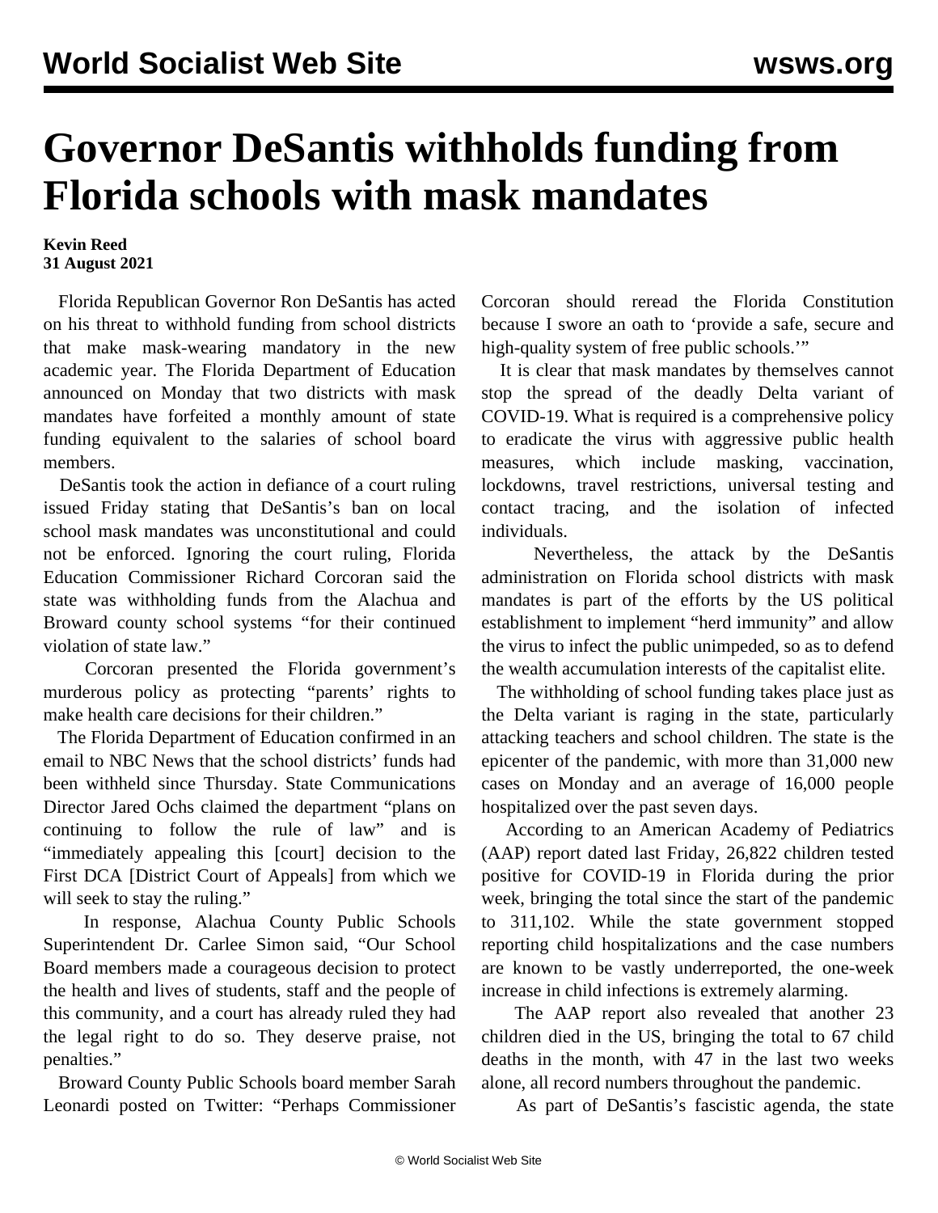# Governor DeSantis withholds funding from Florida schools with mask mandates

**Kevin Reed**
**31 August 2021**

Florida Republican Governor Ron DeSantis has acted on his threat to withhold funding from school districts that make mask-wearing mandatory in the new academic year. The Florida Department of Education announced on Monday that two districts with mask mandates have forfeited a monthly amount of state funding equivalent to the salaries of school board members.

DeSantis took the action in defiance of a court ruling issued Friday stating that DeSantis's ban on local school mask mandates was unconstitutional and could not be enforced. Ignoring the court ruling, Florida Education Commissioner Richard Corcoran said the state was withholding funds from the Alachua and Broward county school systems "for their continued violation of state law."

Corcoran presented the Florida government's murderous policy as protecting "parents' rights to make health care decisions for their children."

The Florida Department of Education confirmed in an email to NBC News that the school districts' funds had been withheld since Thursday. State Communications Director Jared Ochs claimed the department "plans on continuing to follow the rule of law" and is "immediately appealing this [court] decision to the First DCA [District Court of Appeals] from which we will seek to stay the ruling."

In response, Alachua County Public Schools Superintendent Dr. Carlee Simon said, "Our School Board members made a courageous decision to protect the health and lives of students, staff and the people of this community, and a court has already ruled they had the legal right to do so. They deserve praise, not penalties."

Broward County Public Schools board member Sarah Leonardi posted on Twitter: "Perhaps Commissioner Corcoran should reread the Florida Constitution because I swore an oath to 'provide a safe, secure and high-quality system of free public schools.'"

It is clear that mask mandates by themselves cannot stop the spread of the deadly Delta variant of COVID-19. What is required is a comprehensive policy to eradicate the virus with aggressive public health measures, which include masking, vaccination, lockdowns, travel restrictions, universal testing and contact tracing, and the isolation of infected individuals.

Nevertheless, the attack by the DeSantis administration on Florida school districts with mask mandates is part of the efforts by the US political establishment to implement "herd immunity" and allow the virus to infect the public unimpeded, so as to defend the wealth accumulation interests of the capitalist elite.

The withholding of school funding takes place just as the Delta variant is raging in the state, particularly attacking teachers and school children. The state is the epicenter of the pandemic, with more than 31,000 new cases on Monday and an average of 16,000 people hospitalized over the past seven days.

According to an American Academy of Pediatrics (AAP) report dated last Friday, 26,822 children tested positive for COVID-19 in Florida during the prior week, bringing the total since the start of the pandemic to 311,102. While the state government stopped reporting child hospitalizations and the case numbers are known to be vastly underreported, the one-week increase in child infections is extremely alarming.

The AAP report also revealed that another 23 children died in the US, bringing the total to 67 child deaths in the month, with 47 in the last two weeks alone, all record numbers throughout the pandemic.

As part of DeSantis's fascistic agenda, the state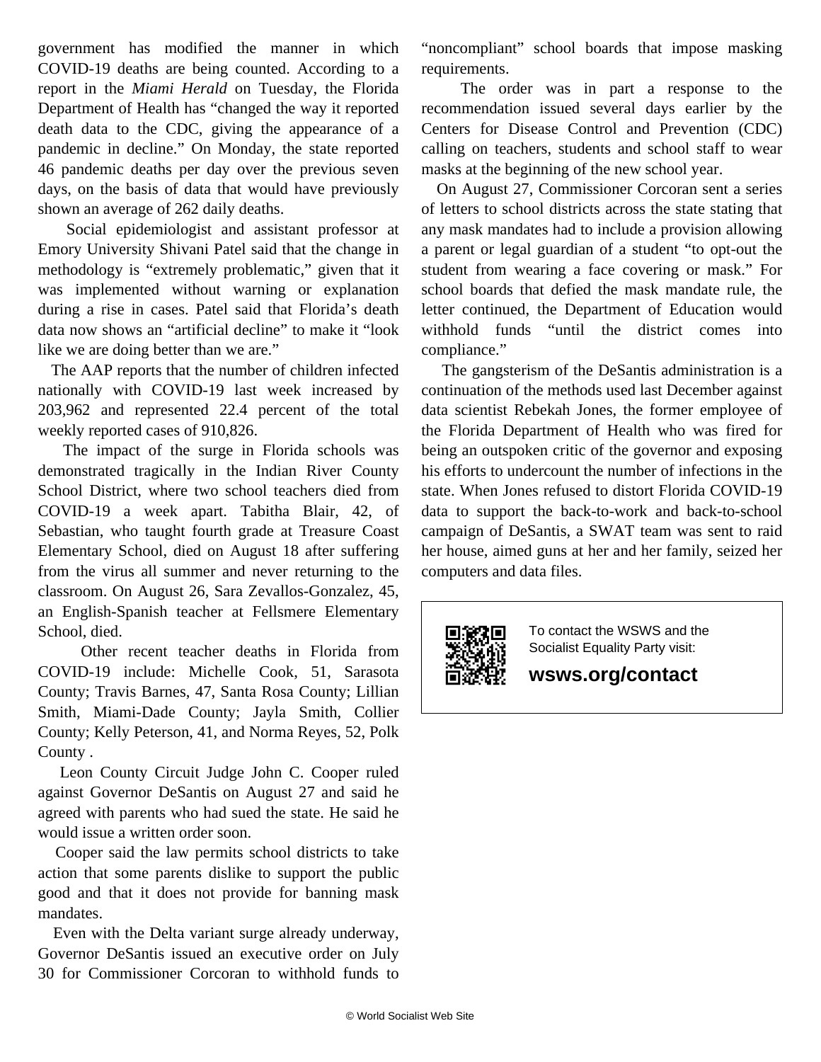government has modified the manner in which COVID-19 deaths are being counted. According to a report in the *Miami Herald* on Tuesday, the Florida Department of Health has "changed the way it reported death data to the CDC, giving the appearance of a pandemic in decline." On Monday, the state reported 46 pandemic deaths per day over the previous seven days, on the basis of data that would have previously shown an average of 262 daily deaths.

Social epidemiologist and assistant professor at Emory University Shivani Patel said that the change in methodology is "extremely problematic," given that it was implemented without warning or explanation during a rise in cases. Patel said that Florida's death data now shows an "artificial decline" to make it "look like we are doing better than we are."

The AAP reports that the number of children infected nationally with COVID-19 last week increased by 203,962 and represented 22.4 percent of the total weekly reported cases of 910,826.

The impact of the surge in Florida schools was demonstrated tragically in the Indian River County School District, where two school teachers died from COVID-19 a week apart. Tabitha Blair, 42, of Sebastian, who taught fourth grade at Treasure Coast Elementary School, died on August 18 after suffering from the virus all summer and never returning to the classroom. On August 26, Sara Zevallos-Gonzalez, 45, an English-Spanish teacher at Fellsmere Elementary School, died.

Other recent teacher deaths in Florida from COVID-19 include: Michelle Cook, 51, Sarasota County; Travis Barnes, 47, Santa Rosa County; Lillian Smith, Miami-Dade County; Jayla Smith, Collier County; Kelly Peterson, 41, and Norma Reyes, 52, Polk County .

Leon County Circuit Judge John C. Cooper ruled against Governor DeSantis on August 27 and said he agreed with parents who had sued the state. He said he would issue a written order soon.

Cooper said the law permits school districts to take action that some parents dislike to support the public good and that it does not provide for banning mask mandates.

Even with the Delta variant surge already underway, Governor DeSantis issued an executive order on July 30 for Commissioner Corcoran to withhold funds to "noncompliant" school boards that impose masking requirements.

The order was in part a response to the recommendation issued several days earlier by the Centers for Disease Control and Prevention (CDC) calling on teachers, students and school staff to wear masks at the beginning of the new school year.

On August 27, Commissioner Corcoran sent a series of letters to school districts across the state stating that any mask mandates had to include a provision allowing a parent or legal guardian of a student "to opt-out the student from wearing a face covering or mask." For school boards that defied the mask mandate rule, the letter continued, the Department of Education would withhold funds "until the district comes into compliance."

The gangsterism of the DeSantis administration is a continuation of the methods used last December against data scientist Rebekah Jones, the former employee of the Florida Department of Health who was fired for being an outspoken critic of the governor and exposing his efforts to undercount the number of infections in the state. When Jones refused to distort Florida COVID-19 data to support the back-to-work and back-to-school campaign of DeSantis, a SWAT team was sent to raid her house, aimed guns at her and her family, seized her computers and data files.

To contact the WSWS and the Socialist Equality Party visit:

**wsws.org/contact**